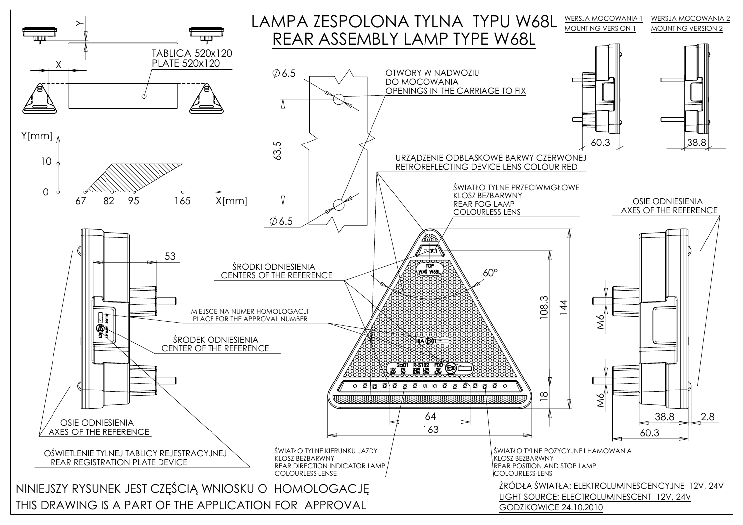# LAMPA ZESPOLONA TYLNA TYPU W68L
# REAR ASSEMBLY LAMP TYPE W68L

WERSJA MOCOWANIA 1
MOUNTING VERSION 1

WERSJA MOCOWANIA 2
MOUNTING VERSION 2

TABLICA 520x120
PLATE 520x120

Y[mm]
X[mm]
0, 10
67, 82, 95, 165

OTWORY W NADWOZIU DO MOCOWANIA
OPENINGS IN THE CARRIAGE TO FIX

Ø6.5
63.5
Ø6.5

60.3
38.8

URZĄDZENIE ODBLASKOWE BARWY CZERWONEJ
RETROREFLECTING DEVICE LENS COLOUR RED

ŚWIATŁO TYLNE PRZECIWMGŁOWE
KLOSZ BEZBARWNY
REAR FOG LAMP
COLOURLESS LENS

OSIE ODNIESIENIA
AXES OF THE REFERENCE

ŚRODKI ODNIESIENIA
CENTERS OF THE REFERENCE

MIEJSCE NA NUMER HOMOLOGACJI
PLACE FOR THE APPROVAL NUMBER

ŚRODEK ODNIESIENIA
CENTER OF THE REFERENCE

OSIE ODNIESIENIA
AXES OF THE REFERENCE

OŚWIETLENIE TYLNEJ TABLICY REJESTRACYJNEJ
REAR REGISTRATION PLATE DEVICE

53
60°
108.3
144
18
64
163
M6
M6
38.8
2.8
60.3

TOP
WAŚ W68L

IIIA E20

2a01 R-S102 F00
12V 1W 0,2W 1,2W 2W
24V 2W 0,3W 2,5W 2,2W
E20

ŚWIATŁO TYLNE KIERUNKU JAZDY
KLOSZ BEZBARWNY
REAR DIRECTION INDICATOR LAMP
COLOURLESS LENSE

ŚWIATŁO TYLNE POZYCYJNE I HAMOWANIA
KLOSZ BEZBARWNY
REAR POSITION AND STOP LAMP
COLOURLESS LENS

NINIEJSZY RYSUNEK JEST CZĘŚCIĄ WNIOSKU O HOMOLOGACJĘ
THIS DRAWING IS A PART OF THE APPLICATION FOR APPROVAL

ŹRÓDŁA ŚWIATŁA: ELEKTROLUMINESCENCYJNE 12V, 24V
LIGHT SOURCE: ELECTROLUMINESCENT 12V, 24V
GODZIKOWICE 24.10.2010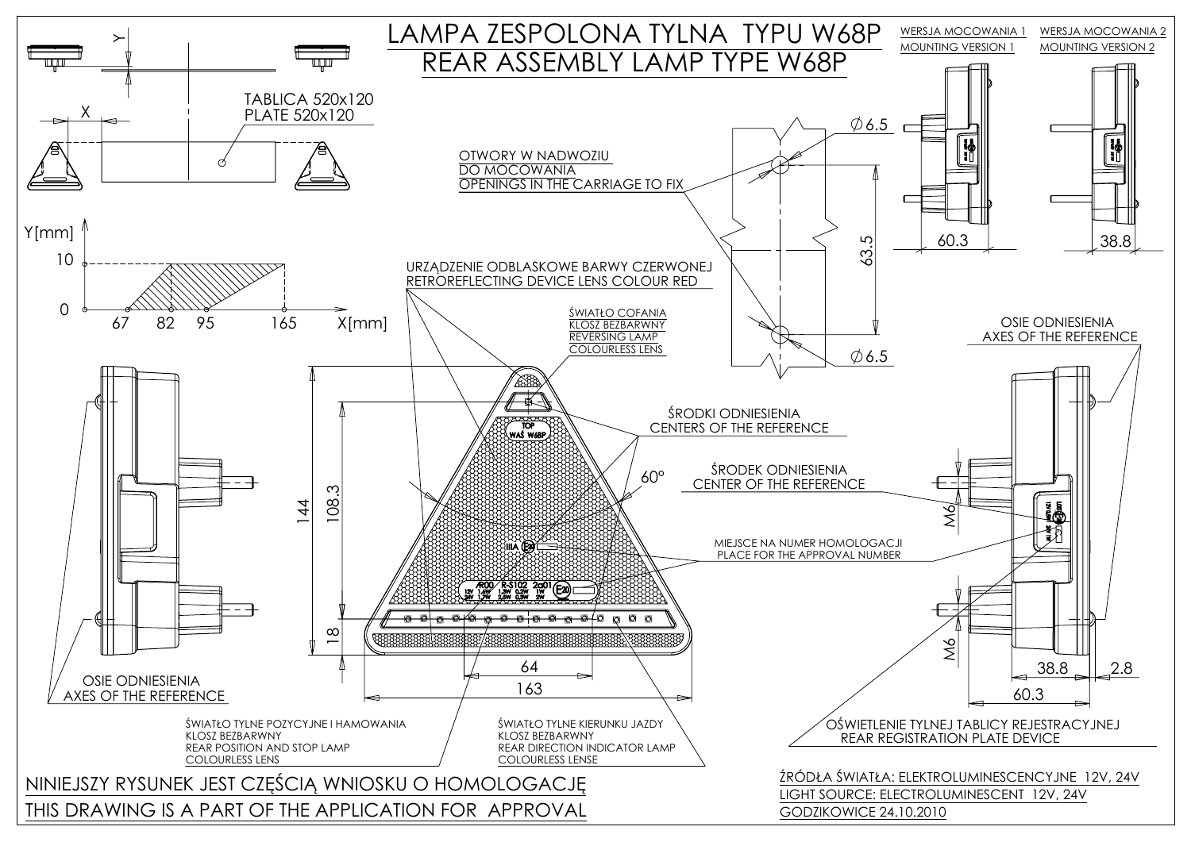# LAMPA ZESPOLONA TYLNA TYPU W68P
# REAR ASSEMBLY LAMP TYPE W68P

WERSJA MOCOWANIA 1
MOUNTING VERSION 1

WERSJA MOCOWANIA 2
MOUNTING VERSION 2

TABLICA 520x120
PLATE 520x120

Y
X

Y[mm]
10
0
67
82
95
165
X[mm]

OTWORY W NADWOZIU DO MOCOWANIA
OPENINGS IN THE CARRIAGE TO FIX

∅6.5
63.5
∅6.5

60.3
38.8

URZĄDZENIE ODBLASKOWE BARWY CZERWONEJ
RETROREFLECTING DEVICE LENS COLOUR RED

ŚWIATŁO COFANIA
KLOSZ BEZBARWNY
REVERSING LAMP
COLOURLESS LENS

ŚRODKI ODNIESIENIA
CENTERS OF THE REFERENCE

ŚRODEK ODNIESIENIA
CENTER OF THE REFERENCE

60°

OSIE ODNIESIENIA
AXES OF THE REFERENCE

MIEJSCE NA NUMER HOMOLOGACJI
PLACE FOR THE APPROVAL NUMBER

TOP
WAŚ W68P

IIIA E20

AR00 R-S102 2a01 E20
12V 1,4W 1,3W 0,2W 1W
24V 1,7W 2,6W 0,3W 2W

144
108.3
18
64
163

M6
M6
38.8
2.8
60.3

OSIE ODNIESIENIA
AXES OF THE REFERENCE

ŚWIATŁO TYLNE POZYCYJNE I HAMOWANIA
KLOSZ BEZBARWNY
REAR POSITION AND STOP LAMP
COLOURLESS LENS

ŚWIATŁO TYLNE KIERUNKU JAZDY
KLOSZ BEZBARWNY
REAR DIRECTION INDICATOR LAMP
COLOURLESS LENSE

OŚWIETLENIE TYLNEJ TABLICY REJESTRACYJNEJ
REAR REGISTRATION PLATE DEVICE

NINIEJSZY RYSUNEK JEST CZĘŚCIĄ WNIOSKU O HOMOLOGACJĘ
THIS DRAWING IS A PART OF THE APPLICATION FOR APPROVAL

ŹRÓDŁA ŚWIATŁA: ELEKTROLUMINESCENCYJNE 12V, 24V
LIGHT SOURCE: ELECTROLUMINESCENT 12V, 24V
GODZIKOWICE 24.10.2010